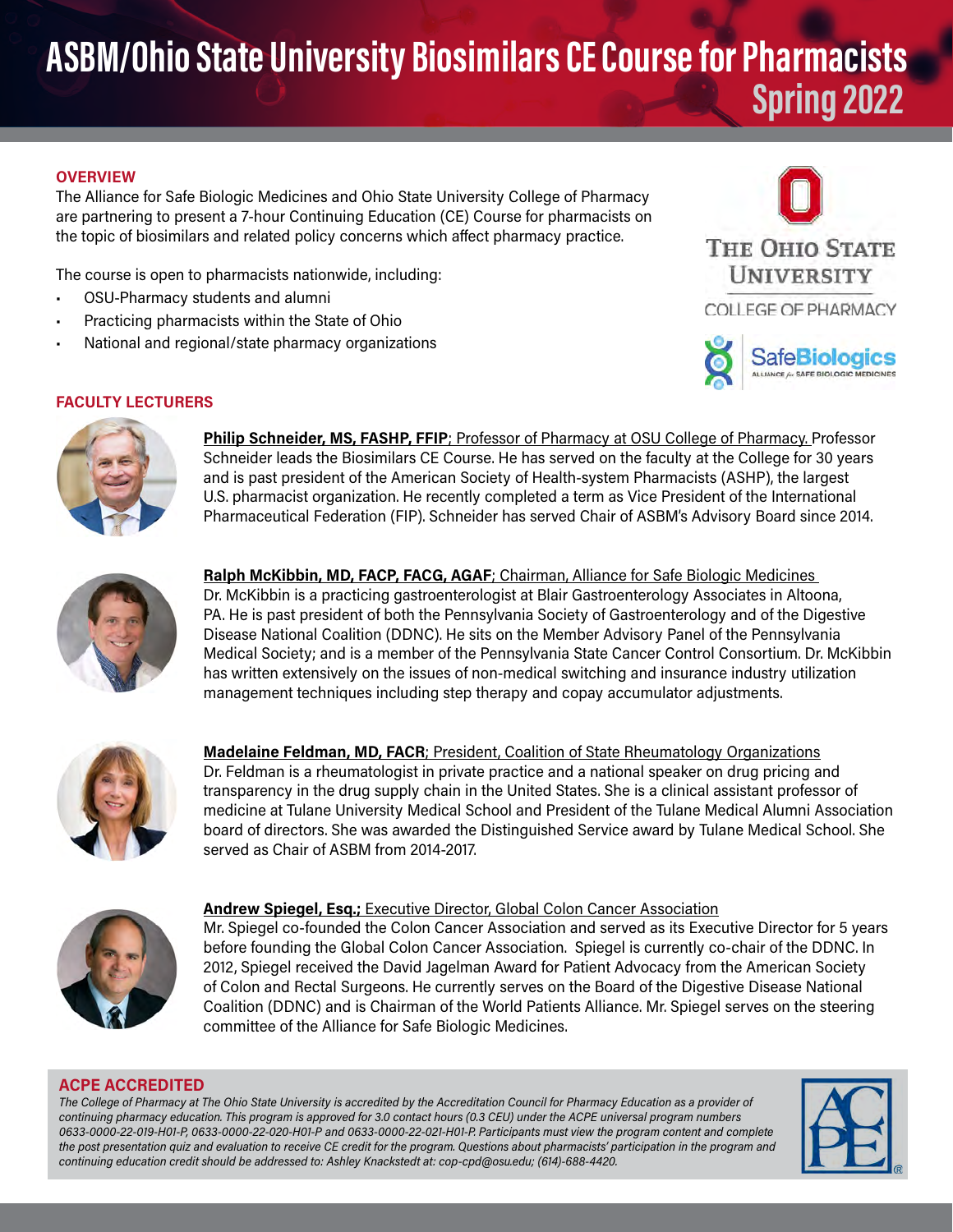# ASBM/Ohio State University Biosimilars CE Course for Pharmacists Spring 2022

## OVERVIEW

The Alliance for Safe Biologic Medicines and Ohio State University College of Pharmacy are partnering to present a 7-hour Continuing Education (CE) Course for pharmacists on the topic of biosimilars and related policy concerns which affect pharmacy practice.

The course is open to pharmacists nationwide, including:

- OSU-Pharmacy students and alumni
- Practicing pharmacists within the State of Ohio
- National and regional/state pharmacy organizations

## FACULTY LECTURERS

**Philip Schneider, MS, FASHP, FFIP**; Professor of Pharmacy at OSU College of Pharmacy. Professor Schneider leads the Biosimilars CE Course. He has served on the faculty at the College for 30 years and is past president of the American Society of Health-system Pharmacists (ASHP), the largest U.S. pharmacist organization. He recently completed a term as Vice President of the International Pharmaceutical Federation (FIP). Schneider has served Chair of ASBM's Advisory Board since 2014.

**Ralph McKibbin, MD, FACP, FACG, AGAF**; Chairman, Alliance for Safe Biologic Medicines
Dr. McKibbin is a practicing gastroenterologist at Blair Gastroenterology Associates in Altoona, PA. He is past president of both the Pennsylvania Society of Gastroenterology and of the Digestive Disease National Coalition (DDNC). He sits on the Member Advisory Panel of the Pennsylvania Medical Society; and is a member of the Pennsylvania State Cancer Control Consortium. Dr. McKibbin has written extensively on the issues of non-medical switching and insurance industry utilization management techniques including step therapy and copay accumulator adjustments.

**Madelaine Feldman, MD, FACR**; President, Coalition of State Rheumatology Organizations
Dr. Feldman is a rheumatologist in private practice and a national speaker on drug pricing and transparency in the drug supply chain in the United States. She is a clinical assistant professor of medicine at Tulane University Medical School and President of the Tulane Medical Alumni Association board of directors. She was awarded the Distinguished Service award by Tulane Medical School. She served as Chair of ASBM from 2014-2017.

**Andrew Spiegel, Esq.**; Executive Director, Global Colon Cancer Association
Mr. Spiegel co-founded the Colon Cancer Association and served as its Executive Director for 5 years before founding the Global Colon Cancer Association. Spiegel is currently co-chair of the DDNC. In 2012, Spiegel received the David Jagelman Award for Patient Advocacy from the American Society of Colon and Rectal Surgeons. He currently serves on the Board of the Digestive Disease National Coalition (DDNC) and is Chairman of the World Patients Alliance. Mr. Spiegel serves on the steering committee of the Alliance for Safe Biologic Medicines.

## ACPE ACCREDITED

*The College of Pharmacy at The Ohio State University is accredited by the Accreditation Council for Pharmacy Education as a provider of continuing pharmacy education. This program is approved for 3.0 contact hours (0.3 CEU) under the ACPE universal program numbers 0633-0000-22-019-H01-P, 0633-0000-22-020-H01-P and 0633-0000-22-021-H01-P. Participants must view the program content and complete the post presentation quiz and evaluation to receive CE credit for the program. Questions about pharmacists' participation in the program and continuing education credit should be addressed to: Ashley Knackstedt at: cop-cpd@osu.edu; (614)-688-4420.*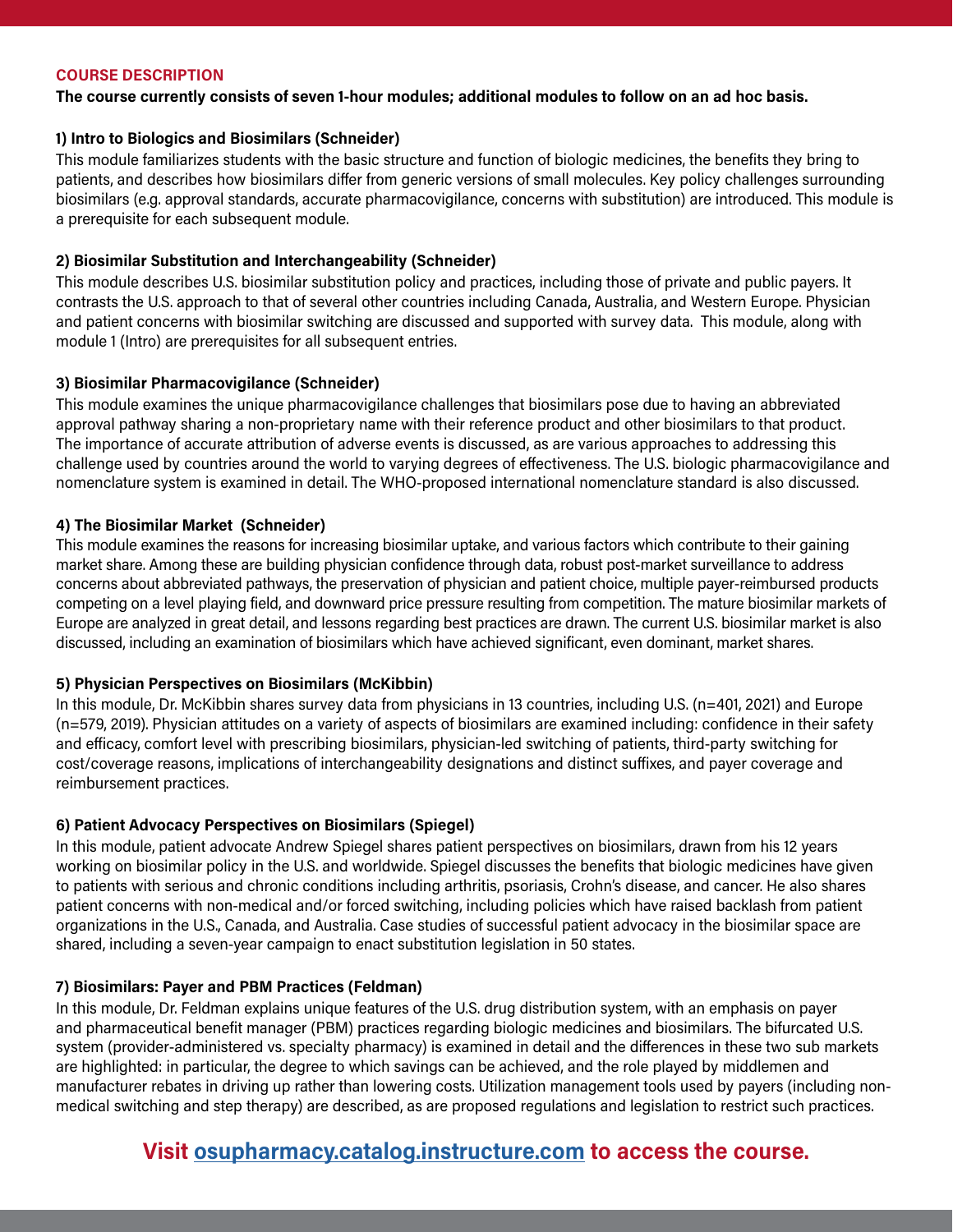## COURSE DESCRIPTION

**The course currently consists of seven 1-hour modules; additional modules to follow on an ad hoc basis.**

### 1) Intro to Biologics and Biosimilars (Schneider)

This module familiarizes students with the basic structure and function of biologic medicines, the benefits they bring to patients, and describes how biosimilars differ from generic versions of small molecules. Key policy challenges surrounding biosimilars (e.g. approval standards, accurate pharmacovigilance, concerns with substitution) are introduced. This module is a prerequisite for each subsequent module.

### 2) Biosimilar Substitution and Interchangeability (Schneider)

This module describes U.S. biosimilar substitution policy and practices, including those of private and public payers. It contrasts the U.S. approach to that of several other countries including Canada, Australia, and Western Europe. Physician and patient concerns with biosimilar switching are discussed and supported with survey data. This module, along with module 1 (Intro) are prerequisites for all subsequent entries.

### 3) Biosimilar Pharmacovigilance (Schneider)

This module examines the unique pharmacovigilance challenges that biosimilars pose due to having an abbreviated approval pathway sharing a non-proprietary name with their reference product and other biosimilars to that product. The importance of accurate attribution of adverse events is discussed, as are various approaches to addressing this challenge used by countries around the world to varying degrees of effectiveness. The U.S. biologic pharmacovigilance and nomenclature system is examined in detail. The WHO-proposed international nomenclature standard is also discussed.

### 4) The Biosimilar Market (Schneider)

This module examines the reasons for increasing biosimilar uptake, and various factors which contribute to their gaining market share. Among these are building physician confidence through data, robust post-market surveillance to address concerns about abbreviated pathways, the preservation of physician and patient choice, multiple payer-reimbursed products competing on a level playing field, and downward price pressure resulting from competition. The mature biosimilar markets of Europe are analyzed in great detail, and lessons regarding best practices are drawn. The current U.S. biosimilar market is also discussed, including an examination of biosimilars which have achieved significant, even dominant, market shares.

### 5) Physician Perspectives on Biosimilars (McKibbin)

In this module, Dr. McKibbin shares survey data from physicians in 13 countries, including U.S. (n=401, 2021) and Europe (n=579, 2019). Physician attitudes on a variety of aspects of biosimilars are examined including: confidence in their safety and efficacy, comfort level with prescribing biosimilars, physician-led switching of patients, third-party switching for cost/coverage reasons, implications of interchangeability designations and distinct suffixes, and payer coverage and reimbursement practices.

### 6) Patient Advocacy Perspectives on Biosimilars (Spiegel)

In this module, patient advocate Andrew Spiegel shares patient perspectives on biosimilars, drawn from his 12 years working on biosimilar policy in the U.S. and worldwide. Spiegel discusses the benefits that biologic medicines have given to patients with serious and chronic conditions including arthritis, psoriasis, Crohn's disease, and cancer. He also shares patient concerns with non-medical and/or forced switching, including policies which have raised backlash from patient organizations in the U.S., Canada, and Australia. Case studies of successful patient advocacy in the biosimilar space are shared, including a seven-year campaign to enact substitution legislation in 50 states.

### 7) Biosimilars: Payer and PBM Practices (Feldman)

In this module, Dr. Feldman explains unique features of the U.S. drug distribution system, with an emphasis on payer and pharmaceutical benefit manager (PBM) practices regarding biologic medicines and biosimilars. The bifurcated U.S. system (provider-administered vs. specialty pharmacy) is examined in detail and the differences in these two sub markets are highlighted: in particular, the degree to which savings can be achieved, and the role played by middlemen and manufacturer rebates in driving up rather than lowering costs. Utilization management tools used by payers (including non-medical switching and step therapy) are described, as are proposed regulations and legislation to restrict such practices.

**Visit osupharmacy.catalog.instructure.com to access the course.**